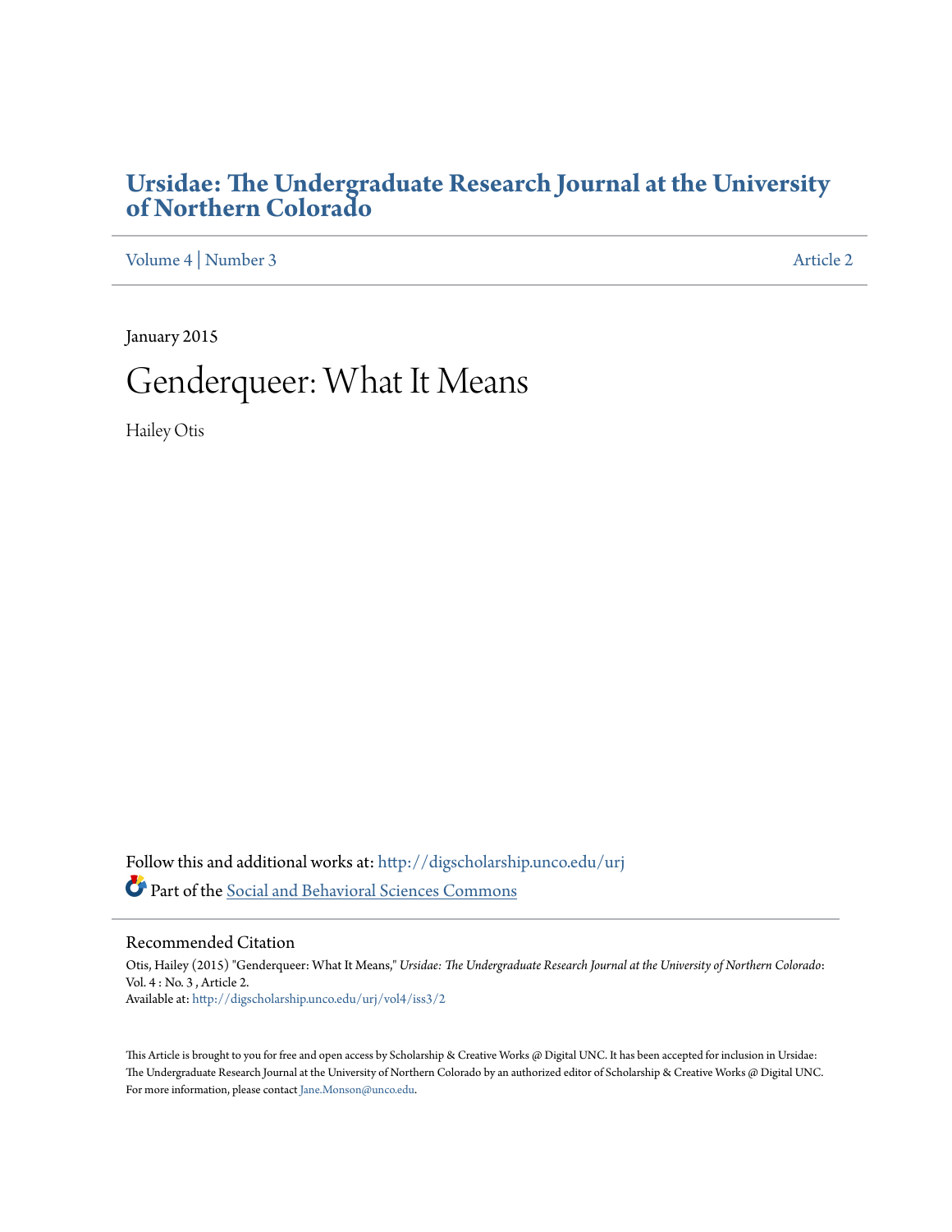# Ursidae: The Undergraduate Research Journal at the University of Northern Colorado

Volume 4 | Number 3 Article 2

January 2015

# Genderqueer: What It Means

Hailey Otis

Follow this and additional works at: http://digscholarship.unco.edu/urj

Part of the Social and Behavioral Sciences Commons

## Recommended Citation

Otis, Hailey (2015) "Genderqueer: What It Means," *Ursidae: The Undergraduate Research Journal at the University of Northern Colorado*: Vol. 4 : No. 3 , Article 2.
Available at: http://digscholarship.unco.edu/urj/vol4/iss3/2

This Article is brought to you for free and open access by Scholarship & Creative Works @ Digital UNC. It has been accepted for inclusion in Ursidae: The Undergraduate Research Journal at the University of Northern Colorado by an authorized editor of Scholarship & Creative Works @ Digital UNC. For more information, please contact Jane.Monson@unco.edu.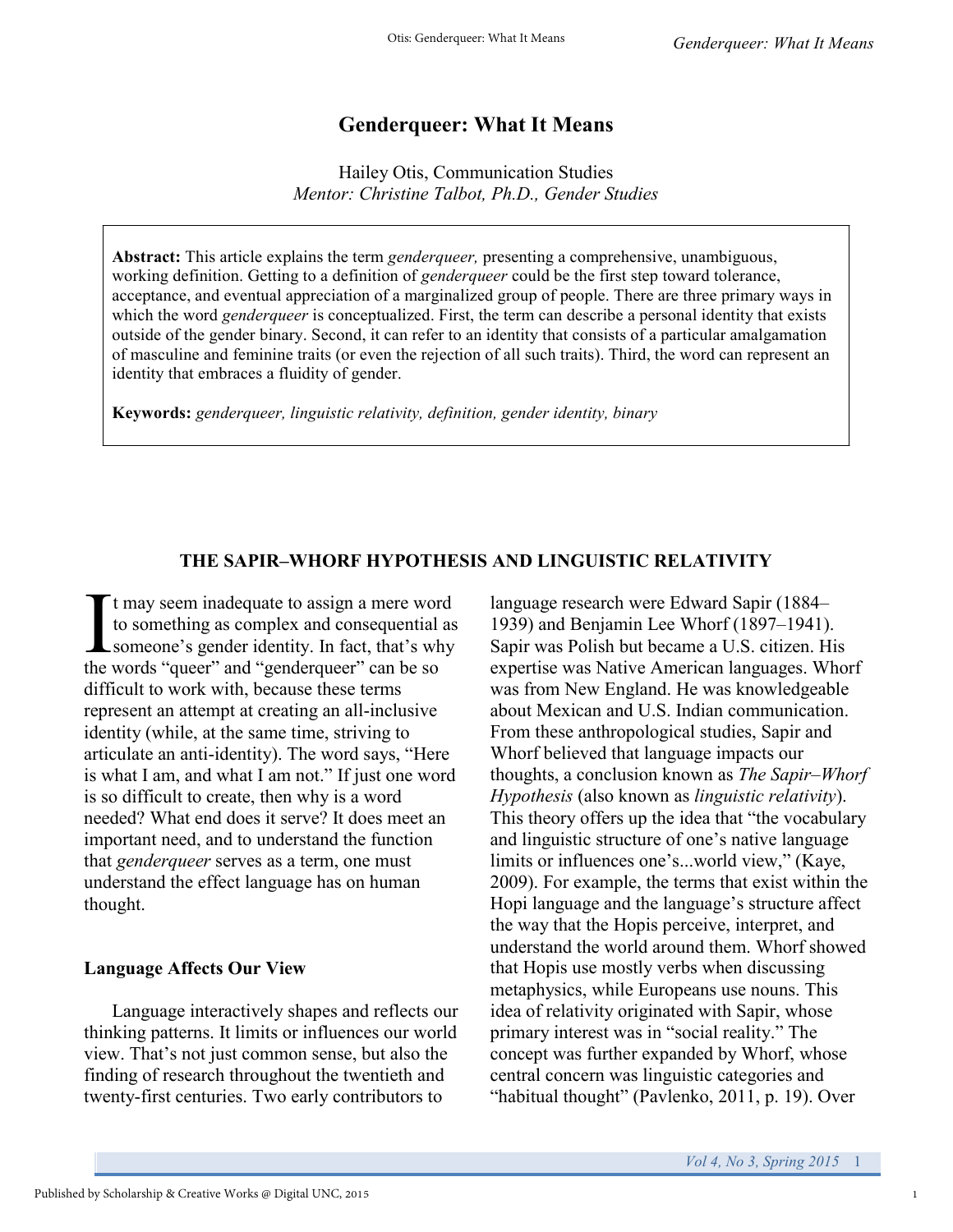# Genderqueer: What It Means

Hailey Otis, Communication Studies
*Mentor: Christine Talbot, Ph.D., Gender Studies*

**Abstract:** This article explains the term *genderqueer,* presenting a comprehensive, unambiguous, working definition. Getting to a definition of *genderqueer* could be the first step toward tolerance, acceptance, and eventual appreciation of a marginalized group of people. There are three primary ways in which the word *genderqueer* is conceptualized. First, the term can describe a personal identity that exists outside of the gender binary. Second, it can refer to an identity that consists of a particular amalgamation of masculine and feminine traits (or even the rejection of all such traits). Third, the word can represent an identity that embraces a fluidity of gender.

**Keywords:** *genderqueer, linguistic relativity, definition, gender identity, binary*

## THE SAPIR–WHORF HYPOTHESIS AND LINGUISTIC RELATIVITY

It may seem inadequate to assign a mere word to something as complex and consequential as someone's gender identity. In fact, that's why the words "queer" and "genderqueer" can be so difficult to work with, because these terms represent an attempt at creating an all-inclusive identity (while, at the same time, striving to articulate an anti-identity). The word says, "Here is what I am, and what I am not." If just one word is so difficult to create, then why is a word needed? What end does it serve? It does meet an important need, and to understand the function that *genderqueer* serves as a term, one must understand the effect language has on human thought.

### Language Affects Our View

Language interactively shapes and reflects our thinking patterns. It limits or influences our world view. That's not just common sense, but also the finding of research throughout the twentieth and twenty-first centuries. Two early contributors to language research were Edward Sapir (1884–1939) and Benjamin Lee Whorf (1897–1941). Sapir was Polish but became a U.S. citizen. His expertise was Native American languages. Whorf was from New England. He was knowledgeable about Mexican and U.S. Indian communication. From these anthropological studies, Sapir and Whorf believed that language impacts our thoughts, a conclusion known as *The Sapir–Whorf Hypothesis* (also known as *linguistic relativity*). This theory offers up the idea that "the vocabulary and linguistic structure of one's native language limits or influences one's...world view," (Kaye, 2009). For example, the terms that exist within the Hopi language and the language's structure affect the way that the Hopis perceive, interpret, and understand the world around them. Whorf showed that Hopis use mostly verbs when discussing metaphysics, while Europeans use nouns. This idea of relativity originated with Sapir, whose primary interest was in "social reality." The concept was further expanded by Whorf, whose central concern was linguistic categories and "habitual thought" (Pavlenko, 2011, p. 19). Over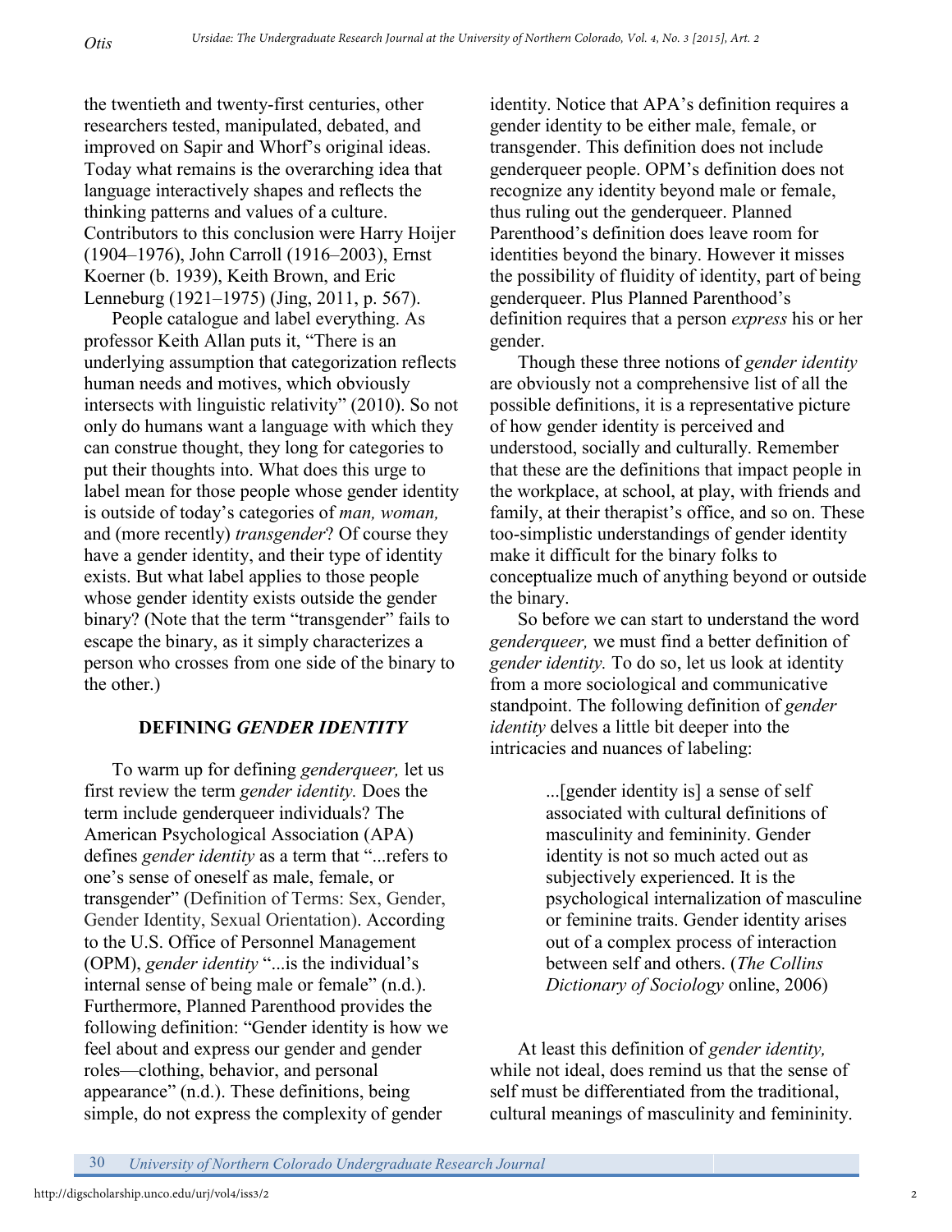the twentieth and twenty-first centuries, other researchers tested, manipulated, debated, and improved on Sapir and Whorf's original ideas. Today what remains is the overarching idea that language interactively shapes and reflects the thinking patterns and values of a culture. Contributors to this conclusion were Harry Hoijer (1904–1976), John Carroll (1916–2003), Ernst Koerner (b. 1939), Keith Brown, and Eric Lenneburg (1921–1975) (Jing, 2011, p. 567).

People catalogue and label everything. As professor Keith Allan puts it, "There is an underlying assumption that categorization reflects human needs and motives, which obviously intersects with linguistic relativity" (2010). So not only do humans want a language with which they can construe thought, they long for categories to put their thoughts into. What does this urge to label mean for those people whose gender identity is outside of today's categories of *man, woman,* and (more recently) *transgender*? Of course they have a gender identity, and their type of identity exists. But what label applies to those people whose gender identity exists outside the gender binary? (Note that the term "transgender" fails to escape the binary, as it simply characterizes a person who crosses from one side of the binary to the other.)

## DEFINING *GENDER IDENTITY*

To warm up for defining *genderqueer,* let us first review the term *gender identity.* Does the term include genderqueer individuals? The American Psychological Association (APA) defines *gender identity* as a term that "...refers to one's sense of oneself as male, female, or transgender" (Definition of Terms: Sex, Gender, Gender Identity, Sexual Orientation). According to the U.S. Office of Personnel Management (OPM), *gender identity* "...is the individual's internal sense of being male or female" (n.d.). Furthermore, Planned Parenthood provides the following definition: "Gender identity is how we feel about and express our gender and gender roles—clothing, behavior, and personal appearance" (n.d.). These definitions, being simple, do not express the complexity of gender identity. Notice that APA's definition requires a gender identity to be either male, female, or transgender. This definition does not include genderqueer people. OPM's definition does not recognize any identity beyond male or female, thus ruling out the genderqueer. Planned Parenthood's definition does leave room for identities beyond the binary. However it misses the possibility of fluidity of identity, part of being genderqueer. Plus Planned Parenthood's definition requires that a person *express* his or her gender.

Though these three notions of *gender identity* are obviously not a comprehensive list of all the possible definitions, it is a representative picture of how gender identity is perceived and understood, socially and culturally. Remember that these are the definitions that impact people in the workplace, at school, at play, with friends and family, at their therapist's office, and so on. These too-simplistic understandings of gender identity make it difficult for the binary folks to conceptualize much of anything beyond or outside the binary.

So before we can start to understand the word *genderqueer,* we must find a better definition of *gender identity.* To do so, let us look at identity from a more sociological and communicative standpoint. The following definition of *gender identity* delves a little bit deeper into the intricacies and nuances of labeling:

> ...[gender identity is] a sense of self associated with cultural definitions of masculinity and femininity. Gender identity is not so much acted out as subjectively experienced. It is the psychological internalization of masculine or feminine traits. Gender identity arises out of a complex process of interaction between self and others. (*The Collins Dictionary of Sociology* online, 2006)

At least this definition of *gender identity,* while not ideal, does remind us that the sense of self must be differentiated from the traditional, cultural meanings of masculinity and femininity.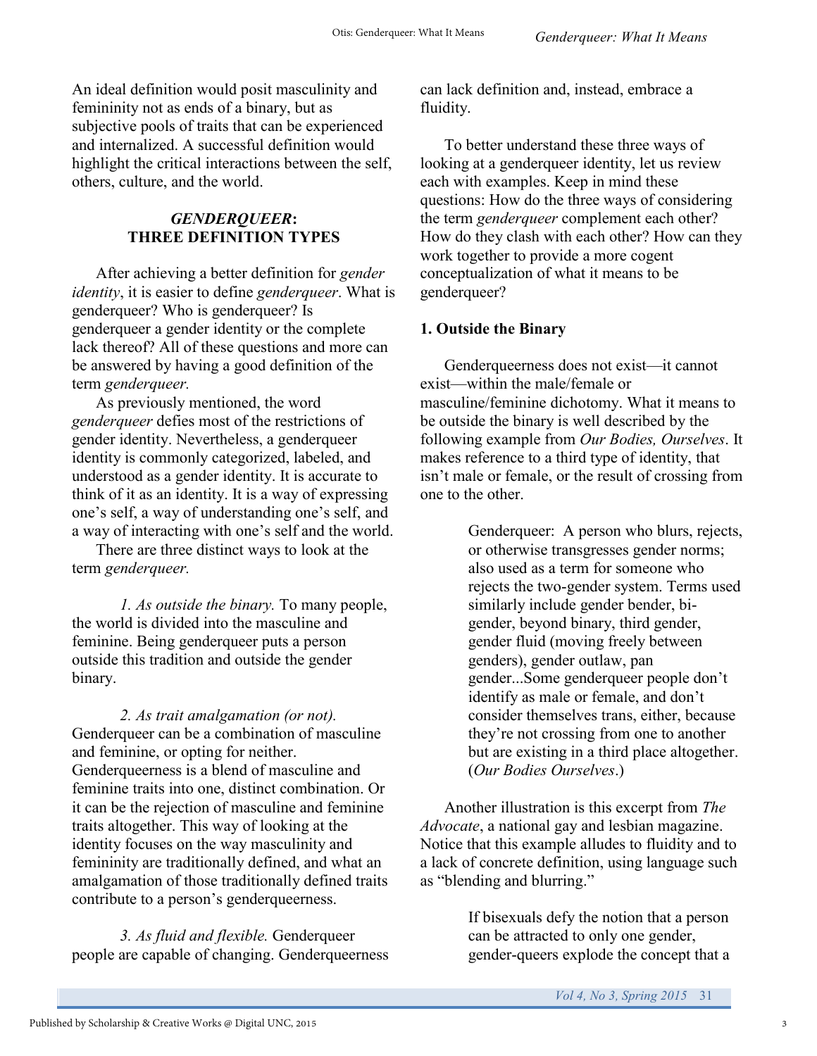An ideal definition would posit masculinity and femininity not as ends of a binary, but as subjective pools of traits that can be experienced and internalized. A successful definition would highlight the critical interactions between the self, others, culture, and the world.

## *GENDERQUEER*: THREE DEFINITION TYPES

After achieving a better definition for *gender identity*, it is easier to define *genderqueer*. What is genderqueer? Who is genderqueer? Is genderqueer a gender identity or the complete lack thereof? All of these questions and more can be answered by having a good definition of the term *genderqueer.*

As previously mentioned, the word *genderqueer* defies most of the restrictions of gender identity. Nevertheless, a genderqueer identity is commonly categorized, labeled, and understood as a gender identity. It is accurate to think of it as an identity. It is a way of expressing one's self, a way of understanding one's self, and a way of interacting with one's self and the world.

There are three distinct ways to look at the term *genderqueer.*

*1. As outside the binary.* To many people, the world is divided into the masculine and feminine. Being genderqueer puts a person outside this tradition and outside the gender binary.

*2. As trait amalgamation (or not).* Genderqueer can be a combination of masculine and feminine, or opting for neither. Genderqueerness is a blend of masculine and feminine traits into one, distinct combination. Or it can be the rejection of masculine and feminine traits altogether. This way of looking at the identity focuses on the way masculinity and femininity are traditionally defined, and what an amalgamation of those traditionally defined traits contribute to a person's genderqueerness.

*3. As fluid and flexible.* Genderqueer people are capable of changing. Genderqueerness can lack definition and, instead, embrace a fluidity.

To better understand these three ways of looking at a genderqueer identity, let us review each with examples. Keep in mind these questions: How do the three ways of considering the term *genderqueer* complement each other? How do they clash with each other? How can they work together to provide a more cogent conceptualization of what it means to be genderqueer?

### 1. Outside the Binary

Genderqueerness does not exist—it cannot exist—within the male/female or masculine/feminine dichotomy. What it means to be outside the binary is well described by the following example from *Our Bodies, Ourselves*. It makes reference to a third type of identity, that isn't male or female, or the result of crossing from one to the other.

> Genderqueer: A person who blurs, rejects, or otherwise transgresses gender norms; also used as a term for someone who rejects the two-gender system. Terms used similarly include gender bender, bi-gender, beyond binary, third gender, gender fluid (moving freely between genders), gender outlaw, pan gender...Some genderqueer people don't identify as male or female, and don't consider themselves trans, either, because they're not crossing from one to another but are existing in a third place altogether. (*Our Bodies Ourselves*.)

Another illustration is this excerpt from *The Advocate*, a national gay and lesbian magazine. Notice that this example alludes to fluidity and to a lack of concrete definition, using language such as "blending and blurring."

> If bisexuals defy the notion that a person can be attracted to only one gender, gender-queers explode the concept that a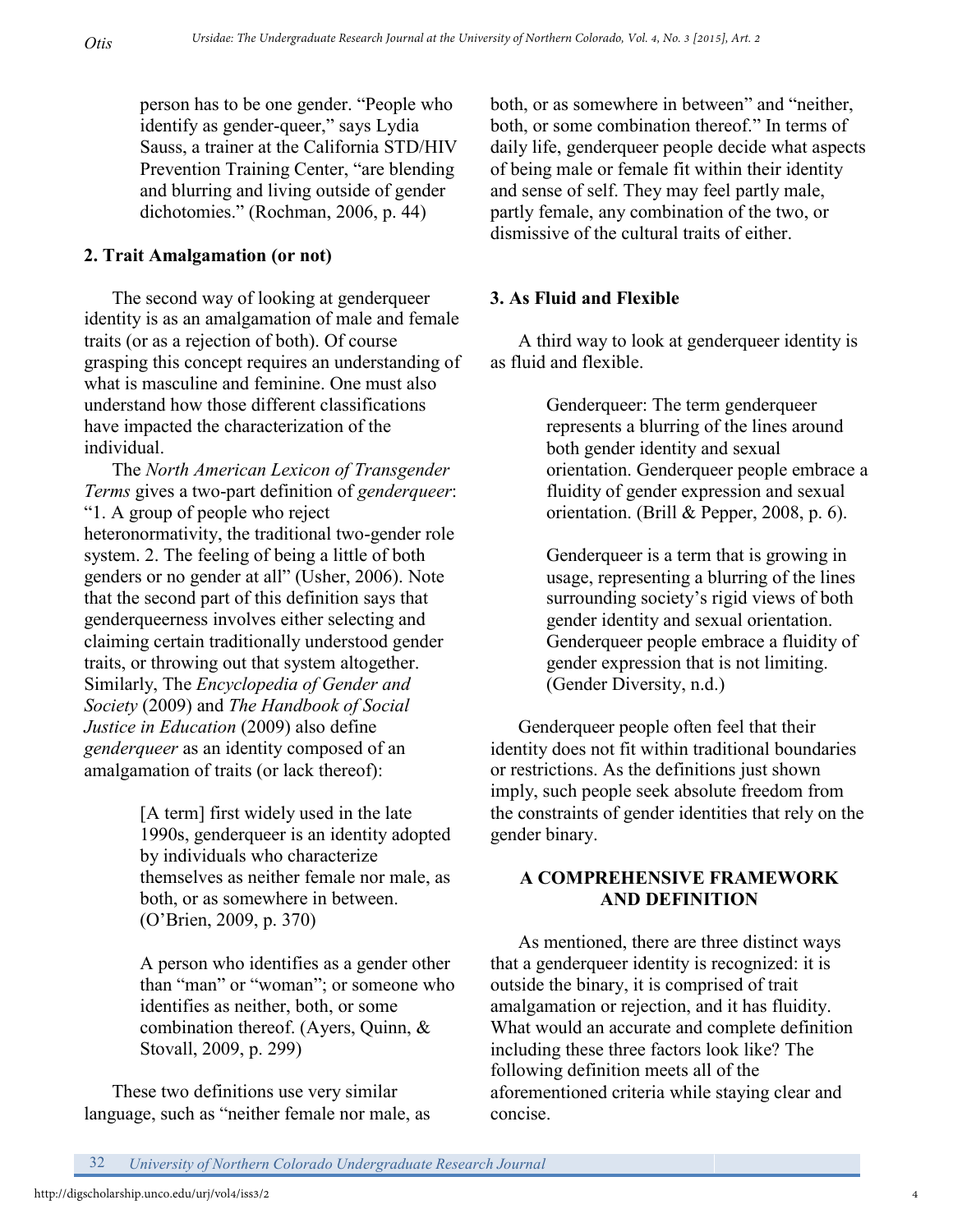person has to be one gender. "People who identify as gender-queer," says Lydia Sauss, a trainer at the California STD/HIV Prevention Training Center, "are blending and blurring and living outside of gender dichotomies." (Rochman, 2006, p. 44)

## 2. Trait Amalgamation (or not)

The second way of looking at genderqueer identity is as an amalgamation of male and female traits (or as a rejection of both). Of course grasping this concept requires an understanding of what is masculine and feminine. One must also understand how those different classifications have impacted the characterization of the individual.

The *North American Lexicon of Transgender Terms* gives a two-part definition of *genderqueer*: "1. A group of people who reject heteronormativity, the traditional two-gender role system. 2. The feeling of being a little of both genders or no gender at all" (Usher, 2006). Note that the second part of this definition says that genderqueerness involves either selecting and claiming certain traditionally understood gender traits, or throwing out that system altogether. Similarly, The *Encyclopedia of Gender and Society* (2009) and *The Handbook of Social Justice in Education* (2009) also define *genderqueer* as an identity composed of an amalgamation of traits (or lack thereof):

> [A term] first widely used in the late 1990s, genderqueer is an identity adopted by individuals who characterize themselves as neither female nor male, as both, or as somewhere in between. (O'Brien, 2009, p. 370)

> A person who identifies as a gender other than "man" or "woman"; or someone who identifies as neither, both, or some combination thereof. (Ayers, Quinn, & Stovall, 2009, p. 299)

These two definitions use very similar language, such as "neither female nor male, as both, or as somewhere in between" and "neither, both, or some combination thereof." In terms of daily life, genderqueer people decide what aspects of being male or female fit within their identity and sense of self. They may feel partly male, partly female, any combination of the two, or dismissive of the cultural traits of either.

## 3. As Fluid and Flexible

A third way to look at genderqueer identity is as fluid and flexible.

> Genderqueer: The term genderqueer represents a blurring of the lines around both gender identity and sexual orientation. Genderqueer people embrace a fluidity of gender expression and sexual orientation. (Brill & Pepper, 2008, p. 6).

> Genderqueer is a term that is growing in usage, representing a blurring of the lines surrounding society's rigid views of both gender identity and sexual orientation. Genderqueer people embrace a fluidity of gender expression that is not limiting. (Gender Diversity, n.d.)

Genderqueer people often feel that their identity does not fit within traditional boundaries or restrictions. As the definitions just shown imply, such people seek absolute freedom from the constraints of gender identities that rely on the gender binary.

## A COMPREHENSIVE FRAMEWORK AND DEFINITION

As mentioned, there are three distinct ways that a genderqueer identity is recognized: it is outside the binary, it is comprised of trait amalgamation or rejection, and it has fluidity. What would an accurate and complete definition including these three factors look like? The following definition meets all of the aforementioned criteria while staying clear and concise.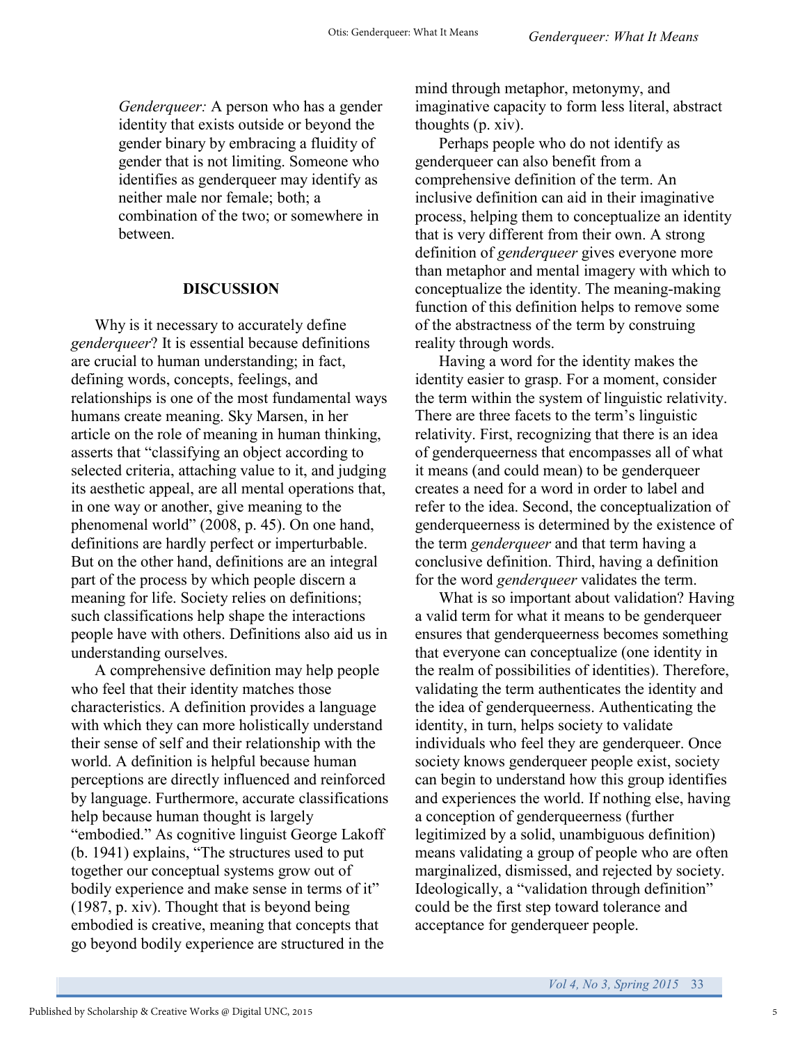*Genderqueer:* A person who has a gender identity that exists outside or beyond the gender binary by embracing a fluidity of gender that is not limiting. Someone who identifies as genderqueer may identify as neither male nor female; both; a combination of the two; or somewhere in between.

## DISCUSSION

Why is it necessary to accurately define *genderqueer*? It is essential because definitions are crucial to human understanding; in fact, defining words, concepts, feelings, and relationships is one of the most fundamental ways humans create meaning. Sky Marsen, in her article on the role of meaning in human thinking, asserts that "classifying an object according to selected criteria, attaching value to it, and judging its aesthetic appeal, are all mental operations that, in one way or another, give meaning to the phenomenal world" (2008, p. 45). On one hand, definitions are hardly perfect or imperturbable. But on the other hand, definitions are an integral part of the process by which people discern a meaning for life. Society relies on definitions; such classifications help shape the interactions people have with others. Definitions also aid us in understanding ourselves.

A comprehensive definition may help people who feel that their identity matches those characteristics. A definition provides a language with which they can more holistically understand their sense of self and their relationship with the world. A definition is helpful because human perceptions are directly influenced and reinforced by language. Furthermore, accurate classifications help because human thought is largely "embodied." As cognitive linguist George Lakoff (b. 1941) explains, "The structures used to put together our conceptual systems grow out of bodily experience and make sense in terms of it" (1987, p. xiv). Thought that is beyond being embodied is creative, meaning that concepts that go beyond bodily experience are structured in the mind through metaphor, metonymy, and imaginative capacity to form less literal, abstract thoughts (p. xiv).

Perhaps people who do not identify as genderqueer can also benefit from a comprehensive definition of the term. An inclusive definition can aid in their imaginative process, helping them to conceptualize an identity that is very different from their own. A strong definition of *genderqueer* gives everyone more than metaphor and mental imagery with which to conceptualize the identity. The meaning-making function of this definition helps to remove some of the abstractness of the term by construing reality through words.

Having a word for the identity makes the identity easier to grasp. For a moment, consider the term within the system of linguistic relativity. There are three facets to the term's linguistic relativity. First, recognizing that there is an idea of genderqueerness that encompasses all of what it means (and could mean) to be genderqueer creates a need for a word in order to label and refer to the idea. Second, the conceptualization of genderqueerness is determined by the existence of the term *genderqueer* and that term having a conclusive definition. Third, having a definition for the word *genderqueer* validates the term.

What is so important about validation? Having a valid term for what it means to be genderqueer ensures that genderqueerness becomes something that everyone can conceptualize (one identity in the realm of possibilities of identities). Therefore, validating the term authenticates the identity and the idea of genderqueerness. Authenticating the identity, in turn, helps society to validate individuals who feel they are genderqueer. Once society knows genderqueer people exist, society can begin to understand how this group identifies and experiences the world. If nothing else, having a conception of genderqueerness (further legitimized by a solid, unambiguous definition) means validating a group of people who are often marginalized, dismissed, and rejected by society. Ideologically, a "validation through definition" could be the first step toward tolerance and acceptance for genderqueer people.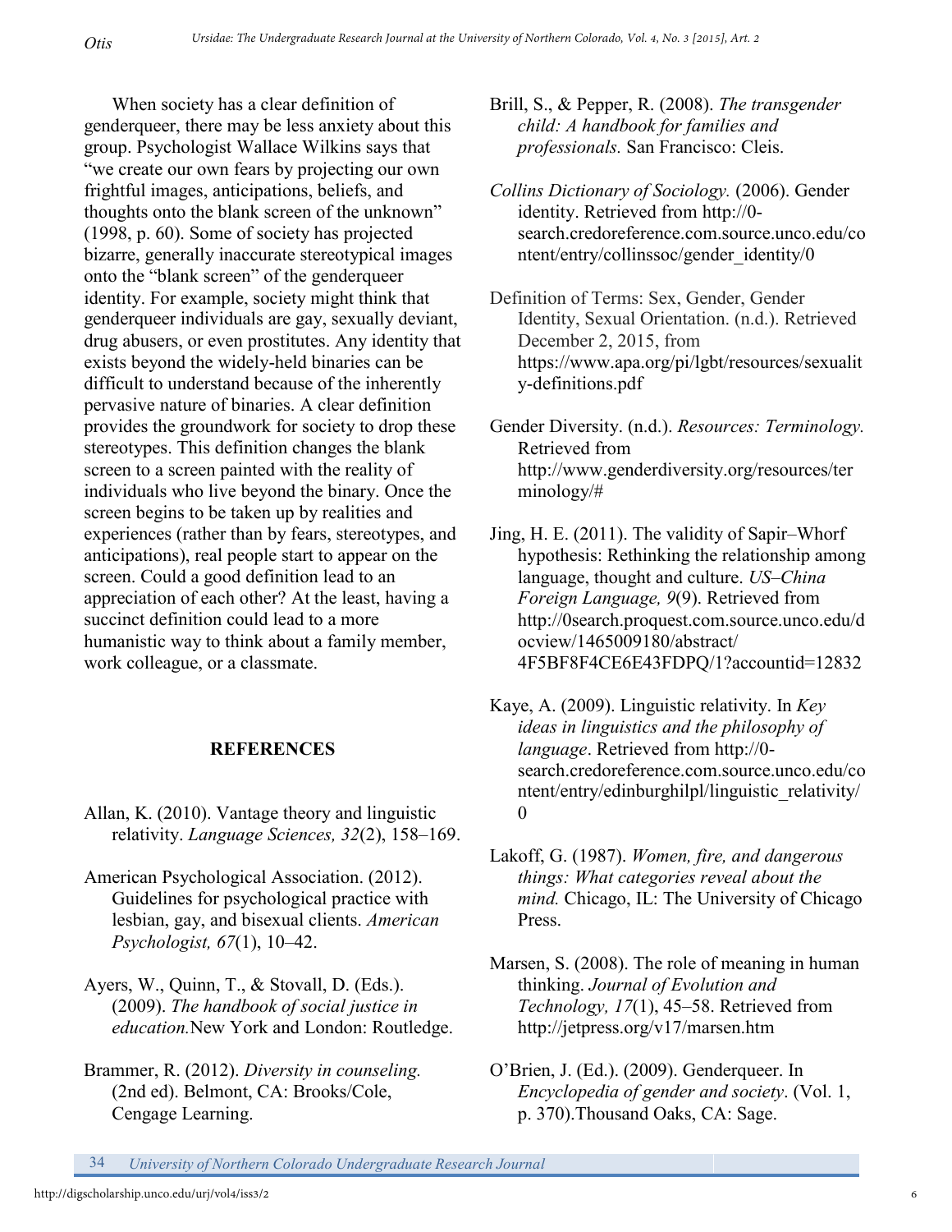When society has a clear definition of genderqueer, there may be less anxiety about this group. Psychologist Wallace Wilkins says that "we create our own fears by projecting our own frightful images, anticipations, beliefs, and thoughts onto the blank screen of the unknown" (1998, p. 60). Some of society has projected bizarre, generally inaccurate stereotypical images onto the "blank screen" of the genderqueer identity. For example, society might think that genderqueer individuals are gay, sexually deviant, drug abusers, or even prostitutes. Any identity that exists beyond the widely-held binaries can be difficult to understand because of the inherently pervasive nature of binaries. A clear definition provides the groundwork for society to drop these stereotypes. This definition changes the blank screen to a screen painted with the reality of individuals who live beyond the binary. Once the screen begins to be taken up by realities and experiences (rather than by fears, stereotypes, and anticipations), real people start to appear on the screen. Could a good definition lead to an appreciation of each other? At the least, having a succinct definition could lead to a more humanistic way to think about a family member, work colleague, or a classmate.

## REFERENCES

Allan, K. (2010). Vantage theory and linguistic relativity. *Language Sciences, 32*(2), 158–169.

American Psychological Association. (2012). Guidelines for psychological practice with lesbian, gay, and bisexual clients. *American Psychologist, 67*(1), 10–42.

Ayers, W., Quinn, T., & Stovall, D. (Eds.). (2009). *The handbook of social justice in education.*New York and London: Routledge.

Brammer, R. (2012). *Diversity in counseling.* (2nd ed). Belmont, CA: Brooks/Cole, Cengage Learning.

Brill, S., & Pepper, R. (2008). *The transgender child: A handbook for families and professionals.* San Francisco: Cleis.

*Collins Dictionary of Sociology.* (2006). Gender identity. Retrieved from http://0-search.credoreference.com.source.unco.edu/content/entry/collinssoc/gender_identity/0

Definition of Terms: Sex, Gender, Gender Identity, Sexual Orientation. (n.d.). Retrieved December 2, 2015, from https://www.apa.org/pi/lgbt/resources/sexuality-definitions.pdf

Gender Diversity. (n.d.). *Resources: Terminology.* Retrieved from http://www.genderdiversity.org/resources/terminology/#

Jing, H. E. (2011). The validity of Sapir–Whorf hypothesis: Rethinking the relationship among language, thought and culture. *US–China Foreign Language, 9*(9). Retrieved from http://0search.proquest.com.source.unco.edu/docview/1465009180/abstract/4F5BF8F4CE6E43FDPQ/1?accountid=12832

Kaye, A. (2009). Linguistic relativity. In *Key ideas in linguistics and the philosophy of language*. Retrieved from http://0-search.credoreference.com.source.unco.edu/content/entry/edinburghilpl/linguistic_relativity/0

Lakoff, G. (1987). *Women, fire, and dangerous things: What categories reveal about the mind.* Chicago, IL: The University of Chicago Press.

Marsen, S. (2008). The role of meaning in human thinking. *Journal of Evolution and Technology, 17*(1), 45–58. Retrieved from http://jetpress.org/v17/marsen.htm

O'Brien, J. (Ed.). (2009). Genderqueer. In *Encyclopedia of gender and society*. (Vol. 1, p. 370).Thousand Oaks, CA: Sage.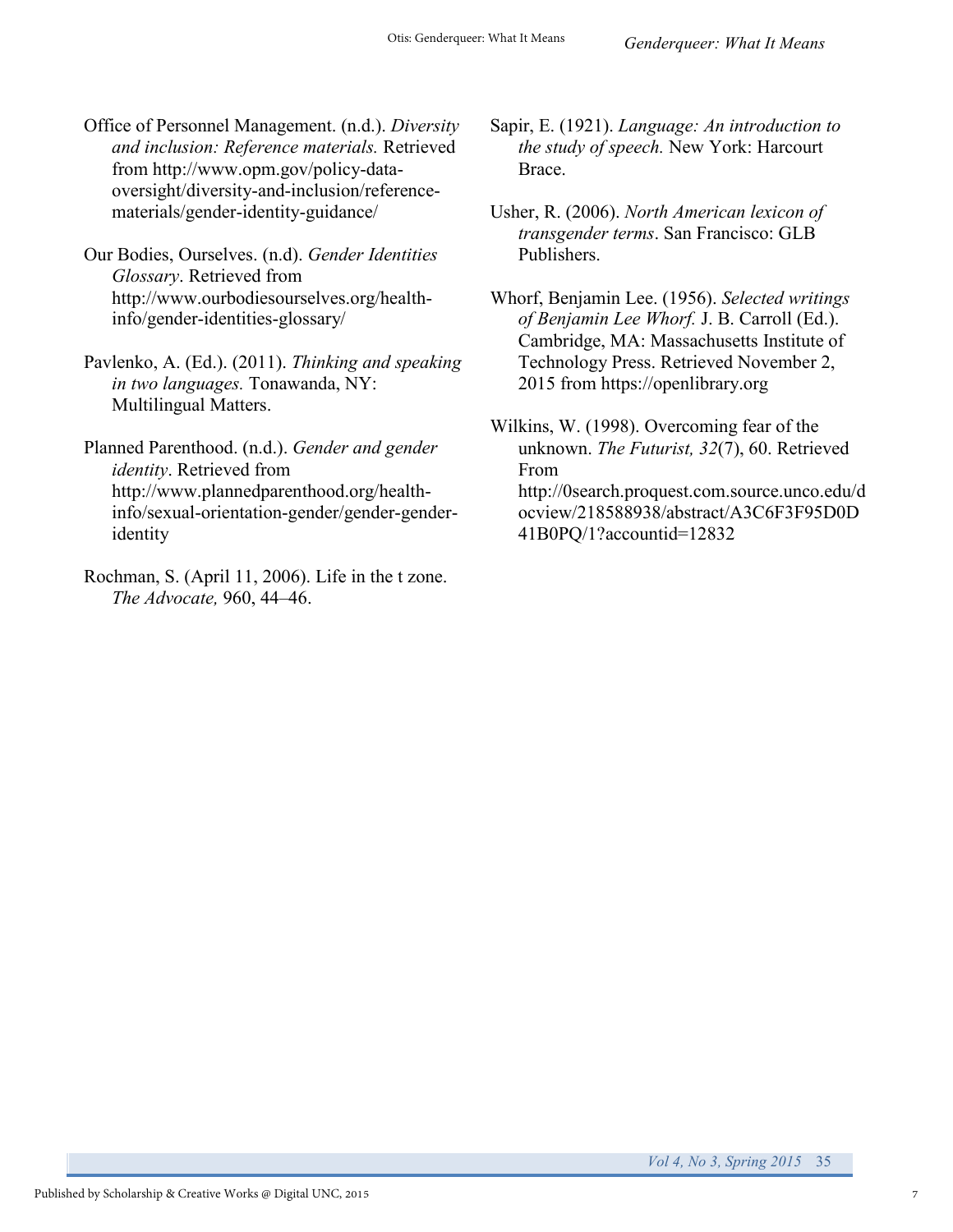Office of Personnel Management. (n.d.). *Diversity and inclusion: Reference materials.* Retrieved from http://www.opm.gov/policy-data-oversight/diversity-and-inclusion/reference-materials/gender-identity-guidance/

Our Bodies, Ourselves. (n.d). *Gender Identities Glossary*. Retrieved from http://www.ourbodiesourselves.org/health-info/gender-identities-glossary/

Pavlenko, A. (Ed.). (2011). *Thinking and speaking in two languages.* Tonawanda, NY: Multilingual Matters.

Planned Parenthood. (n.d.). *Gender and gender identity*. Retrieved from http://www.plannedparenthood.org/health-info/sexual-orientation-gender/gender-gender-identity

Rochman, S. (April 11, 2006). Life in the t zone. *The Advocate,* 960, 44–46.

Sapir, E. (1921). *Language: An introduction to the study of speech.* New York: Harcourt Brace.

Usher, R. (2006). *North American lexicon of transgender terms*. San Francisco: GLB Publishers.

Whorf, Benjamin Lee. (1956). *Selected writings of Benjamin Lee Whorf.* J. B. Carroll (Ed.). Cambridge, MA: Massachusetts Institute of Technology Press. Retrieved November 2, 2015 from https://openlibrary.org

Wilkins, W. (1998). Overcoming fear of the unknown. *The Futurist, 32*(7), 60. Retrieved From http://0search.proquest.com.source.unco.edu/docview/218588938/abstract/A3C6F3F95D0D41B0PQ/1?accountid=12832